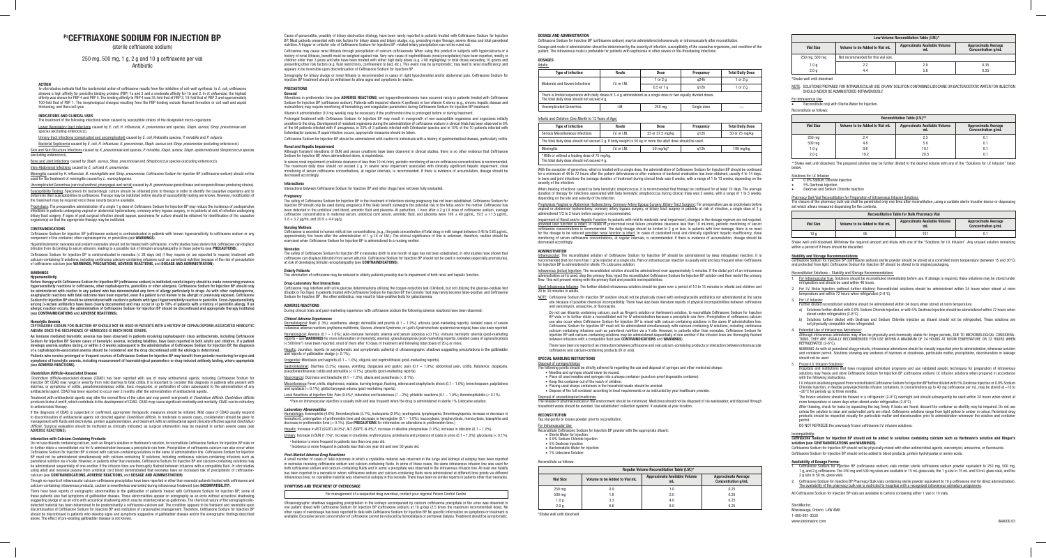# PrCEFTRIAXONE SODIUM FOR INJECTION BP

(sterile ceftriaxone sodium)

250 mg, 500 mg, 1 g, 2 g and 10 g ceftriaxone per vial

Antibiotic

## ACTION

*In vitro* studies indicate that the bactericidal action of ceftriaxone results from the inhibition of cell-wall synthesis. In *E. coli*, ceftriaxone showed a high affinity for penicillin binding proteins (PBP) 1a and 3 and a moderate affinity for 1b and 2. In *H. influenzae*, the highest affinity was shown for PBP 4 and PBP 5. The binding affinity to PBP 4 was 35-fold that of PBP 3, 10-fold that of PBP 2 and approximately 100-fold that of PBP 1. The morphological changes resulting from the PBP binding include filament formation or cell wall and septal thickening, and then cell lysis.

## INDICATIONS AND CLINICAL USES

The treatment of the following infections when caused by susceptible strains of the designated micro-organisms:

Lower Respiratory Tract Infections caused by *E. coli, H. influenzae, K. pneumoniae* and species, *Staph. aureus, Strep. pneumoniae* and species (excluding enterococci).

Urinary Tract Infections (complicated and uncomplicated) caused by *E. coli, Klebsiella* species, *P. mirabilis* and *P. vulgaris*.

Bacterial Septicemia caused by *E. coli, H. influenzae, K. pneumoniae, Staph. aureus* and *Strep. pneumoniae* (excluding enterococci).

Skin and Skin Structure Infections caused by *K. pneumoniae* and species, *P. mirabilis, Staph. aureus, Staph. epidermidis* and *Streptococcus* species (excluding enterococci).

Bone and Joint Infections caused by *Staph. aureus, Strep. pneumoniae* and *Streptococcus* species (excluding enterococci).

Intra-Abdominal Infections caused by *E. coli* and *K. pneumoniae*.

Meningitis caused by *H. influenzae, N. meningitidis* and *Strep. pneumoniae*. Ceftriaxone Sodium for Injection BP (ceftriaxone sodium) may be used for the treatment of meningitis caused by *L. monocytogenes*.

Uncomplicated Gonorrhea (cervical/urethral, pharyngeal and rectal) caused by *N. gonorrhoeae* (penicillinase and nonpenicillinase producing strains).

Susceptibility Testing: Specimens for bacteriologic culture should be obtained prior to therapy in order to identify the causative organisms and to determine their susceptibilities to ceftriaxone. Therapy may be instituted before results of susceptibility testing are known. However, modification of the treatment may be required once these results become available.

Prophylaxis: The preoperative administration of a single 1 g dose of Ceftriaxone Sodium for Injection BP may reduce the incidence of postoperative infections in patients undergoing vaginal or abdominal hysterectomy, coronary artery bypass surgery, or in patients at risk of infection undergoing biliary tract surgery. If signs of post surgical infection should appear, specimens for culture should be obtained for identification of the causative organism(s) so that the appropriate therapy may be instituted.

## CONTRAINDICATIONS

Ceftriaxone Sodium for Injection BP (ceftriaxone sodium) is contraindicated in patients with known hypersensitivity to ceftriaxone sodium or any component of the container, other cephalosporins, or penicillins (see **WARNINGS**).

Hyperbilirubinemic neonates and preterm neonates should not be treated with ceftriaxone. *In vitro* studies have shown that ceftriaxone can displace bilirubin from its binding to serum albumin, leading to a possible risk of bilirubin encephalopathy in these patients (see **PRECAUTIONS**).

Ceftriaxone Sodium for Injection BP is contraindicated in neonates (≤ 28 days old) if they require (or are expected to require) treatment with calcium-containing IV solutions, including continuous calcium-containing infusions such as parenteral nutrition because of the risk of precipitation of ceftriaxone-calcium (see **WARNINGS, PRECAUTIONS, ADVERSE REACTIONS,** and **DOSAGE AND ADMINISTRATION**).

## WARNINGS

### Hypersensitivity

**Before therapy with Ceftriaxone Sodium for Injection BP (ceftriaxone sodium) is instituted, careful inquiry should be made concerning previous hypersensitivity reactions to ceftriaxone, other cephalosporins, penicillins or other allergens. Ceftriaxone Sodium for Injection BP should only be administered with caution to any patient who has demonstrated any form of allergy particularly to drugs. As with other cephalosporins, anaphylactic reactions with fatal outcome have been reported, even if a patient is not known to be allergic or previously exposed. Ceftriaxone Sodium for Injection BP should be administered with caution to patients with type I hypersensitivity reaction to penicillin. Cross-hypersensitivity among β-lactam antibiotics have been clearly documented and may occur in up to 10% of patients with a history of penicillin allergy. If an allergic reaction occurs, the administration of Ceftriaxone Sodium for Injection BP should be discontinued and appropriate therapy instituted (see CONTRAINDICATIONS and ADVERSE REACTIONS).**

### Hemolytic Anemia

**CEFTRIAXONE SODIUM FOR INJECTION BP SHOULD NOT BE USED IN PATIENTS WITH A HISTORY OF CEPHALOSPORIN-ASSOCIATED HEMOLYTIC ANEMIA SINCE THE RECURRENCE OF HEMOLYSIS IS MUCH MORE SEVERE.**

**An immune mediated hemolytic anemia has been observed in patients receiving cephalosporin class antibacterials, including Ceftriaxone Sodium for Injection BP. Severe cases of hemolytic anemia, including fatalities, have been reported in both adults and children. If a patient develops anemia anytime during, or within 2-3 weeks subsequent to the administration of Ceftriaxone Sodium for Injection BP, the diagnosis of a cephalosporin-associated anemia should be considered and the drug discontinued until the etiology is determined.**

**Patients who receive prolonged or frequent courses of Ceftriaxone Sodium for Injection BP may benefit from periodic monitoring for signs and symptoms of hemolytic anemia, including measurement of haematological parameters or drug-induced antibody testing, where appropriate (see ADVERSE REACTIONS).**

### *Clostridium Difficile*-Associated Disease

*Clostridium difficile*-associated disease (CDAD) has been reported with use of many antibacterial agents, including Ceftriaxone Sodium for Injection BP. CDAD may range in severity from mild diarrhea to fatal colitis. It is important to consider this diagnosis in patients who present with diarrhea, or symptoms of colitis, pseudomembranous colitis, toxic megacolon, or perforation of colon subsequent to the administration of any antibacterial agent. CDAD has been reported to occur over 2 months after the administration of antibacterial agents.

Treatment with antibacterial agents may alter the normal flora of the colon and may permit overgrowth of *Clostridium difficile*. *Clostridium difficile* produces toxins A and B, which contribute to the development of CDAD. CDAD may cause significant morbidity and mortality. CDAD can be refractory to antimicrobial therapy.

If the diagnosis of CDAD is suspected or confirmed, appropriate therapeutic measures should be initiated. Mild cases of CDAD usually respond to discontinuation of antibacterial agents not directed against *Clostridium difficile*. In moderate to severe cases, consideration should be given to management with fluids and electrolytes, protein supplementation, and treatment with an antibacterial agent clinically effective against *Clostridium difficile*. Surgical evaluation should be instituted as clinically indicated, as surgical intervention may be required in certain severe cases (see **ADVERSE REACTIONS**).

### Interaction with Calcium-Containing Products

Do not use diluents containing calcium, such as Ringer's solution or Hartmann's solution, to reconstitute Ceftriaxone Sodium for Injection BP vials or to further dilute a reconstituted vial for IV administration because a precipitate can form. Precipitation of ceftriaxone-calcium can also occur when Ceftriaxone Sodium for Injection BP is mixed with calcium-containing solutions in the same IV administration line. Ceftriaxone Sodium for Injection BP must not be administered simultaneously with calcium-containing IV solutions, including continuous calcium-containing infusions such as parenteral nutrition via a Y-site. However, in patients other than neonates, Ceftriaxone Sodium for Injection BP and calcium-containing solutions may be administered sequentially of one another if the infusion lines are thoroughly flushed between infusions with a compatible fluid. *In vitro* studies using adult and neonatal plasma from umbilical cord blood demonstrated that neonates have an increased risk of precipitation of ceftriaxone-calcium (see **CONTRAINDICATIONS, ADVERSE REACTIONS,** and **DOSAGE AND ADMINISTRATION**).

Though no reports of intravascular calcium-ceftriaxone precipitates have been reported in other than neonatal patients treated with ceftriaxone and calcium-containing intravenous products, caution is nevertheless warranted during intravenous treatment (see **INCOMPATIBILITY**).

There have been reports of sonographic abnormalities in the gallbladder of patients treated with Ceftriaxone Sodium for Injection BP; some of these patients also had symptoms of gallbladder disease. These abnormalities appear on sonography as an echo without acoustical shadowing suggesting sludge or as an echo with acoustical shadowing which may be misinterpreted as gallstones. The chemical nature of the sonographically-detected material has been determined to be predominantly a ceftriaxone-calcium salt. The condition appears to be transient and reversible upon discontinuation of Ceftriaxone Sodium for Injection BP and institution of conservative management. Therefore, Ceftriaxone Sodium for Injection BP should be discontinued in patients who develop signs and symptoms suggestive of gallbladder disease and/or the sonographic findings described above. The effect of pre-existing gallbladder disease is not known.

Cases of pancreatitis, possibly of biliary obstruction etiology, have been rarely reported in patients treated with Ceftriaxone Sodium for Injection BP. Most patients presented with risk factors for biliary stasis and biliary sludge, e.g. preceding major therapy, severe illness and total parenteral nutrition. A trigger or cofactor role of Ceftriaxone Sodium for Injection BP- related biliary precipitation can not be ruled out.

Ceftriaxone may cause renal lithiasis through precipitation of calcium ceftriaxonate. When using this product in subjects with hypercalciuria or a history of renal lithiasis, benefit must be weighed against risk. Very rare cases of nephrolithiasis (renal precipitation) have been reported, mostly in children older than 3 years and who have been treated with either high daily doses (e.g. ≥80 mg/kg/day) or total doses exceeding 10 grams and presenting other risk factors (e.g. fluid restrictions, confinement to bed, etc.). This event may be symptomatic, may lead to renal insufficiency, and appears to be reversible upon discontinuation of Ceftriaxone Sodium for Injection BP.

Sonography for biliary sludge or renal lithiasis is recommended in cases of right hypochondrial and/or abdominal pain. Ceftriaxone Sodium for Injection BP treatment should be withdrawn to allow signs and symptoms to resolve.

## PRECAUTIONS

### General

Alterations in prothrombin time (see **ADVERSE REACTIONS**) and hypoprothrombinemia have occurred rarely in patients treated with Ceftriaxone Sodium for Injection BP (ceftriaxone sodium). Patients with impaired vitamin K synthesis or low vitamin K stores (e.g., chronic hepatic disease and malnutrition) may require monitoring of hematology and coagulation parameters during Ceftriaxone Sodium for Injection BP treatment.

Vitamin K administration (10 mg weekly) may be necessary if the prothrombin time is prolonged before or during treatment.

Prolonged treatment with Ceftriaxone Sodium for Injection BP may result in overgrowth of non-susceptible organisms and organisms initially sensitive to the drug. Development of resistant organisms during the administration of ceftriaxone sodium in clinical trials has been observed in 6% of the 94 patients infected with *P. aeruginosa*, in 33% of 3 patients infected with *Citrobacter* species and in 10% of the 10 patients infected with *Enterobacter* species. If superinfection occurs, appropriate measures should be taken.

Ceftriaxone Sodium for Injection BP should be administered with caution to individuals with a history of gastrointestinal disease, particularly colitis.

### Renal and Hepatic Impairment

Although transient elevations of BUN and serum creatinine have been observed in clinical studies, there is no other evidence that Ceftriaxone Sodium for Injection BP when administered alone, is nephrotoxic.

In severe renal impairment (creatinine clearance of less than 10 mL/min), periodic monitoring of serum ceftriaxone concentrations is recommended. The maximum daily dose should not exceed 2 g. In severe renal impairment associated with clinically significant hepatic impairment, close monitoring of serum ceftriaxone concentrations, at regular intervals, is recommended. If there is evidence of accumulation, dosage should be decreased accordingly.

### Interactions

Interactions between Ceftriaxone Sodium for Injection BP and other drugs have not been fully evaluated.

### Pregnancy

The safety of Ceftriaxone Sodium for Injection BP in the treatment of infections during pregnancy has not been established. Ceftriaxone Sodium for Injection BP should only be used during pregnancy if the likely benefit outweighs the potential risk to the fetus and/or the mother. Ceftriaxone has been detected in the umbilical cord blood, amniotic fluid and placenta. At parturition, 1 hour after a 2 g I.V. dose of ceftriaxone sodium, average ceftriaxone concentrations in maternal serum, umbilical cord serum, amniotic fluid, placenta were 106 ± 40 μg/mL, 19.5 ± 11.5 μg/mL, 3.8 ± 3.2 μg/mL and 20.9 ± 4.4 μg/g.

### Nursing Mothers

Ceftriaxone is excreted in human milk at low concentrations, (e.g., the peak concentration of total drug in milk ranged between 0.45 to 0.65 μg/mL, approximately five hours after the administration of 1 g I.V. or I.M.). The clinical significance of this is unknown; therefore, caution should be exercised when Ceftriaxone Sodium for Injection BP is administered to a nursing mother.

### Neonates

The safety of Ceftriaxone Sodium for Injection BP in neonates (birth to one month of age) has not been established. *In vitro* studies have shown that ceftriaxone can displace bilirubin from serum albumin. Ceftriaxone Sodium for Injection BP should not be used in neonates (especially prematures), at risk of developing bilirubin encephalopathy (see **CONTRAINDICATIONS**).

### Elderly Patients

The elimination of ceftriaxone may be reduced in elderly patients possibly due to impairment of both renal and hepatic function.

### Drug-Laboratory Test Interactions

Ceftriaxone may interfere with urine glucose determinations utilizing the copper-reduction test (Clinitest), but not utilizing the glucose-oxidase test (Diastix or Tes-Tape). In patients treated with Ceftriaxone Sodium for Injection BP the Coombs' test may rarely become false-positive; and Ceftriaxone Sodium for Injection BP, like other antibiotics, may result in false-positive tests for galactosemia.

## ADVERSE REACTIONS

During clinical trials and post-marketing experience with ceftriaxone sodium the following adverse reactions have been observed:

### *Clinical Adverse Experiences*

Dermatological: Rash (1.3%); urticaria, allergic dermatitis and pruritis (0.1 – 1.0%); urticaria (post-marketing reports). Isolated cases of severe cutaneous adverse reactions (erythema multiforme, Stevens Johnson Syndrome, or Lyell's Syndrome/toxic epidermal necrolysis) have also been reported.

Hematological: Anemia (0.1 – 1.0%); auto-immune hemolytic anemia and severe cases (< 0.1%); immune hemolytic anemia (post-marketing reports – see **WARNINGS** for more information on hemolytic anemia); granulocytopenia (post-marketing reports). Isolated cases of agranulocytosis (<500/mm³) have been reported, most of them after 10 days of treatment and following total doses of 20 g or more.

Hepatic: Jaundice, reports (in asymptomatic and symptomatic patients) of sonographic shadows suggesting precipitations in the gallbladder and reports of gallbladder sludge (< 0.1%).

Urogenital: Moniliasis and vaginitis (0.1 – 1.0%); oliguria and nephrolithiasis (post-marketing reports).

Gastrointestinal: Diarrhea (3.3%); nausea, vomiting, dyspepsia and gastric pain (0.1 – 1.0%); abdominal pain, colitis, flatulence, dyspepsia, pseudomembranous colitis and stomatitis (< 0.1%); glossitis (post-marketing reports).

Neurological: Dizziness and headache (0.1 – 1.0%); ataxia and paresthesia (< 0.1%).

Miscellaneous: Fever, chills, diaphoresis, malaise, burning tongue, flushing, edema and anaphylactic shock (0.1 – 1.0%); bronchospasm, palpitations and epistaxis (< 0.1%); glottic/laryngeal edema (post-marketing reports).

Local Reactions at Injection Site: Pain (9.4%)*, induration and tenderness (1 – 2%); phlebitis reactions (0.1 – 1.0%); thrombophlebitis (< 0.1%).

*Pain on intramuscular injection is usually mild and less frequent when the drug is administered in sterile 1% Lidocaine solution.

### *Laboratory Abnormalities*

Hematologic: Eosinophilia (4.6%), thrombocytosis (5.1%), leukopenia (2.0%); neutropenia, lymphopenia, thrombocytopenia, increase or decrease in hematocrit, prolongation of prothrombin time and decrease in hemoglobin (0.1 – 1.0%); leucocytosis, lymphocytosis, monocytosis, basophilia and decrease in prothrombin time (< 0.1%). (See **PRECAUTIONS** for information on alterations in prothrombin time.)

Hepatic: Increase in AST (SGOT) (4.0%)[a], ALT (SGPT) (4.8%)[b]; increase in alkaline phosphatase (1.0%); increase in bilirubin (0.1 – 1.0%).

Urinary: Increase in BUN (1.1%)[a]; increase in creatinine, erythrocyturia, proteinuria and presence of casts in urine (0.1 – 1.0%); glycosuria (< 0.1%).

[a] Incidence is more frequent in patients less than one year old.

[b] Incidence is more frequent in patients less than one year old and over 50 years old.

### *Post-Market Adverse Drug Reactions*

A small number of cases of fatal outcomes in which a crystalline material was observed in the lungs and kidneys at autopsy have been reported in neonates receiving ceftriaxone sodium and calcium-containing fluids. In some of these cases, the same intravenous infusion line was used for both ceftriaxone sodium and calcium-containing fluids and in some a precipitate was observed in the intravenous infusion line. At least one fatality has been reported in a neonate in whom ceftriaxone sodium and calcium-containing fluids were administered at different time points via different intravenous lines; no crystalline material was observed at autopsy in this neonate. There have been no similar reports in patients other than neonates.

## SYMPTOMS AND TREATMENT OF OVERDOSAGE

For management of a suspected drug overdose, contact your regional Poison Control Centre.

Ultrasonographic shadows suggesting precipitation in the kidneys accompanied by calcium ceftriaxone precipitate in the urine was observed in one patient dosed with Ceftriaxone Sodium for Injection BP (ceftriaxone sodium) at 10 g/day (2.5 times the maximum recommended dose). No other cases of overdosage have been reported to date with Ceftriaxone Sodium for Injection BP. No specific information on symptoms or treatment is available. Excessive serum concentrations of ceftriaxone cannot be reduced by hemodialysis or peritoneal dialysis. Treatment should be symptomatic.

## DOSAGE AND ADMINISTRATION

Ceftriaxone Sodium for Injection BP (ceftriaxone sodium) may be administered intravenously or intramuscularly after reconstitution.

Dosage and route of administration should be determined by the severity of infection, susceptibility of the causative organisms, and condition of the patient. The intravenous route is preferable for patients with septicemia or other severe or life-threatening infections.

## DOSAGES

### Adults

| Type of infection | Route | Dose | Frequency | Total Daily Dose |
|---|---|---|---|---|
| Moderate and Severe Infections | I.V. or I.M. | 1 or 2 g | q24h | 1 or 2 g |
| | | 0.5 or 1 g | q12h | 1 or 2 g |
| There is limited experience with daily doses of 3-4 g administered as a single dose or two equally divided doses. The total daily dose should not exceed 4 g. | | | | |
| Uncomplicated Gonorrhea | I.M. | 250 mg | Single dose | |

### Infants and Children (One Month to 12 Years of Age)

| Type of infection | Route | Dose | Frequency | Total Daily Dose |
|---|---|---|---|---|
| Serious Miscellaneous Infections | I.V. or I.M. | 25 or 37.5 mg/kg | q12h | 50 or 75 mg/kg |
| The total daily dose should not exceed 2 g. If body weight is 50 kg or more the adult dose should be used. | | | | |
| Meningitis | I.V. or I.M. | 50 mg/kg* | q12h | 100 mg/kg |
| * With or without a loading dose of 75 mg/kg. The total daily dose should not exceed 4 g. | | | | |

With the exception of gonorrhea, which is treated with a single dose, the administration of Ceftriaxone Sodium for Injection BP should be continued for a minimum of 48 to 72 hours after the patient defervesces or after evidence of bacterial eradication has been obtained, usually 4 to 14 days. In bone and joint infections the average duration of treatment during clinical trials was 6 weeks, with a range of 1 to 13 weeks, depending on the severity of the infection.

When treating infections caused by beta hemolytic streptococcus, it is recommended that therapy be continued for at least 10 days. The average duration of therapy for infections associated with beta hemolytic streptococcus during clinical trials was 2 weeks, with a range of 1 to 5 weeks, depending on the site and severity of the infection.

Prophylaxis (Vaginal or Abdominal Hysterectomy, Coronary Artery Bypass Surgery, Biliary Tract Surgery): For preoperative use as prophylaxis before vaginal or abdominal hysterectomy, coronary artery bypass surgery, or biliary tract surgery in patients at risk of infection, a single dose of 1 g administered 1/2 to 2 hours before surgery is recommended.

Impairment of Renal and/or Hepatic Function: In patients with mild to moderate renal impairment, changes in the dosage regimen are not required, provided liver function is intact. In cases of preterminal renal failure (creatinine clearance less than 10 mL/min), periodic monitoring of serum ceftriaxone concentrations is recommended. The daily dosage should be limited to 2 g or less. In patients with liver damage, there is no need for the dosage to be reduced provided renal function is intact. In cases of coexistent renal and clinically significant hepatic insufficiency, close monitoring of serum ceftriaxone concentrations, at regular intervals, is recommended. If there is evidence of accumulation, dosage should be decreased accordingly.

## ADMINISTRATION

Intramuscular: The reconstituted solution of Ceftriaxone Sodium for Injection BP should be administered by deep intragluteal injection. It is recommended that not more than 1 g be injected at a single site. Pain on intramuscular injection is usually mild and less frequent when Ceftriaxone for Injection BP is administered in sterile 1% Lidocaine solution.

Intravenous (bolus) Injection: The reconstituted solution should be administered over approximately 5 minutes. If the distal port of an intravenous administration set is used, stop the primary flow, inject the reconstituted Ceftriaxone Sodium for Injection BP solution and then restart the primary flow. This will prevent mixing with the primary fluid and possible incompatibilities.

Short Intravenous Infusion: The further diluted intravenous solution should be given over a period of 10 to 15 minutes in infants and children and 20 to 30 minutes in adults.

NOTE: Ceftriaxone Sodium for Injection BP solution should not be physically mixed with aminoglycoside antibiotics nor administered at the same site because of possible chemical incompatibility. There have also been literature reports of physical incompatibilities between ceftriaxone and vancomycin, amsacrine, or fluconazole.

Do not use diluents containing calcium, such as Ringer's solution or Hartmann's solution, to reconstitute Ceftriaxone Sodium for Injection BP vials or to further dilute a reconstituted vial for IV administration because a precipitate can form. Precipitation of ceftriaxone-calcium can also occur when Ceftriaxone Sodium for Injection BP is mixed with calcium-containing solutions in the same IV administration line. Ceftriaxone Sodium for Injection BP must not be administered simultaneously with calcium-containing IV solutions, including continuous calcium-containing infusions such as parenteral nutrition via a Y-site. However, in patients other than neonates, Ceftriaxone Sodium for Injection BP and calcium-containing solutions may be administered sequentially of one another if the infusion lines are thoroughly flushed between infusions with a compatible fluid (see **CONTRAINDICATIONS** and **WARNINGS**).

There have been no reports on an interaction between ceftriaxone and oral calcium-containing products or interaction between intramuscular ceftriaxone and calcium-containing products (IV or oral).

## SPECIAL HANDLING INSTRUCTIONS

Disposal of syringes/sharps

The following points should be strictly adhered to regarding the use and disposal of syringes and other medicinal sharps:

- Needles and syringes should never be reused.
- Place all used needles and syringes into a sharps container (puncture-proof disposable container).
- Keep this container out of the reach of children.
- Placing used sharps containers in the household waste should be avoided.
- Dispose of the full container according to local requirements or as instructed by your healthcare provider.

Disposal of unused/expired medicines

The release of pharmaceuticals in the environment should be minimized. Medicines should not be disposed of via wastewater, and disposal through household waste should be avoided. Use established 'collection systems' if available at your location.

## RECONSTITUTION

Tap vial gently to loosen powder prior to reconstitution.

For Intramuscular Use

Reconstitute Ceftriaxone Sodium for Injection BP powder with the appropriate diluent:

- Sterile Water for Injection
- 0.9% Sodium Chloride Injection
- 5% Dextrose Injection
- Bacteriostatic Water for Injection
- 1% Lidocaine Solution

Reconstitute as follows:

| Regular Volume Reconstitution Table (I.M.)* | | | |
|---|---|---|---|
| Vial Size | Volume to be Added to Vial mL | Approximate Available Volume mL | Approximate Average Concentration g/mL |
| 250 mg | 0.9 | 1.0 | 0.25 |
| 500 mg | 1.8 | 2.0 | 0.25 |
| 1.0 g | 3.3 | 4.0 | 0.25 |
| 2.0 g | 6.6 | 8.0 | 0.25 |

*Shake well until dissolved.

| Low Volume Reconstitution Table (I.M.)* | | | |
|---|---|---|---|
| Vial Size | Volume to be Added to Vial mL | Approximate Available Volume mL | Approximate Average Concentration g/mL |
| 250 mg, 500 mg | Not recommended for this vial size. | | |
| 1.0 g | 2.2 | 2.8 | 0.35 |
| 2.0 g | 4.4 | 5.6 | 0.35 |

*Shake well until dissolved.

NOTE: SOLUTIONS PREPARED FOR INTRAMUSCULAR USE OR ANY SOLUTION CONTAINING LIDOCAINE OR BACTERIOSTATIC WATER FOR INJECTION SHOULD NEVER BE ADMINISTERED INTRAVENOUSLY.

For Intravenous Use

- Reconstitute only with Sterile Water for Injection.

Reconstitute as follows:

| Reconstitution Table (I.V.)** | | | |
|---|---|---|---|
| Vial Size | Volume to be Added to Vial mL | Approximate Available Volume mL | Approximate Average Concentration g/mL |
| 250 mg | 2.4 | 2.5 | 0.1 |
| 500 mg | 4.8 | 5.0 | 0.1 |
| 1.0 g | 9.6 | 10.1 | 0.1 |
| 2.0 g | 19.2 | 20.5 | 0.1 |

**Shake well until dissolved. The prepared solution may be further diluted to the desired volume with any of the "Solutions for I.V. Infusion" listed below.

Solutions for I.V. Infusion

- 0.9% Sodium Chloride Injection
- 5% Dextrose Injection
- Dextrose and Sodium Chloride Injection

Pharmacy Bulk Vial Reconstitution for Preparation of Intravenous Infusion Solutions

The closure of the pharmacy bulk vial shall be penetrated only one time after reconstitution, using a suitable sterile transfer device or dispensing set which allows measured dispensing for the contents.

| Reconstitution Table for Bulk Pharmacy Vial | | | |
|---|---|---|---|
| Vial Size | Volume to be Added to Vial mL | Approximate Available Volume mL | Approximate Average Concentration g/mL |
| 10 g | 95 | 101 | 0.1 |

Shake well until dissolved. Withdraw the required amount and dilute with one of the "Solutions for I.V. Infusion". Any unused solution remaining within a period of 8 hours should be discarded.

### Stability and Storage Recommendations

Ceftriaxone Sodium for Injection BP (ceftriaxone sodium) sterile powder should be stored at a controlled room temperature (between 15 and 30°C) and protected from light. Ceftriaxone Sodium for Injection BP should be stored in its original packaging.

Reconstituted Solutions – Stability and Storage Recommendations

1. For Intramuscular Use: Solutions should be reconstituted immediately before use. If storage is required, these solutions may be stored under refrigeration and should be used within 48 hours.
2. For I.V. Bolus Injection (without further dilution): Reconstituted solutions should be administered within 24 hours when stored at room temperature and within 72 hours when refrigerated (2-8°C).
3. For I.V. Infusion:
   Further diluted reconstituted solutions should be administered within 24 hours when stored at room temperature.
   a) Solutions further diluted with 0.9% Sodium Chloride Injection, or with 5% Dextrose Injection should be administered within 72 hours when stored under refrigeration (2-8°C).
   b) Solutions further diluted with Dextrose and Sodium Chloride Injection as diluent should not be refrigerated. These solutions are not physically compatible when refrigerated.
4. Extended Use of Intravenous Admixtures:
   Although intravenous admixtures may often be physically and chemically stable for longer periods, DUE TO MICROBIOLOGICAL CONSIDERATIONS, THEY ARE USUALLY RECOMMENDED FOR USE WITHIN A MAXIMUM OF 24 HOURS AT ROOM TEMPERATURE OR 72 HOURS WHEN REFRIGERATED (2-8°C).
   WARNING: As with all parenteral drug products, intravenous admixtures should be visually inspected prior to administration, whenever solution and container permit. Solutions showing any evidence of haziness or cloudiness, particulate matter, precipitation, discolouration or leakage should not be used.
5. Frozen I.V. Infusion Solutions:
   Hospitals and institutions that have recognized admixture programs and use validated aseptic techniques for preparation of intravenous solutions may freeze and store Ceftriaxone Sodium for Injection BP (ceftriaxone sodium) I.V. infusion solutions when prepared in accordance with the following instructions.
   I.V. infusion solutions prepared from reconstituted Ceftriaxone Sodium for Injection BP further diluted with 5% Dextrose Injection or 0.9% Sodium Chloride Injection, in flexible polyvinylchloride infusion containers, in concentrations up to 40 mg ceftriaxone per mL, may be stored at −10 to −20°C for periods up to three months.
   The frozen solutions should be thawed in a refrigerator (2-8°C) overnight and should subsequently be used within 24 hours when stored at room temperature or seven days when stored under refrigeration (2-8°C).
   After thawing, check for leaks by squeezing the bag firmly. If leaks are found, discard the container as sterility may be impaired. Do not use unless the solution is clear and seals/outlet ports are intact. Ceftriaxone solutions range from light yellow to amber in colour. Parenteral drug products should be inspected visually for particulate matter and discolouration prior to administration whenever the solution and container permit.
   DO NOT REFREEZE the previously frozen ceftriaxone I.V. infusion solutions.

### Incompatibility

**Ceftriaxone Sodium for Injection BP should not be added to solutions containing calcium such as Hartmann's solution and Ringer's solution (see CONTRAINDICATIONS and WARNINGS).**

Ceftriaxone Sodium for Injection BP should not be physically mixed with other antimicrobial agents, vancomycin, amsacrine, or fluconazole.

Ceftriaxone Sodium for Injection BP should not be added to blood products, protein hydrolysates or amino acids.

### Availability of Dosage Forms:

1. Ceftriaxone Sodium for Injection BP (ceftriaxone sodium) vials contain sterile ceftriaxone sodium powder equivalent to 250 mg, 500 mg, 1 g, and 2 g ceftriaxone. The 250 mg and 500 mg sizes are available in 15 mL glass vials, the 1 g size in 15 mL and 50 mL glass vials, and the 2 g size in 50 mL glass vials.
2. Ceftriaxone Sodium for Injection BP Pharmacy Bulk vials containing sterile powder equivalent to 10 g ceftriaxone (not for direct administration). The availability of the pharmacy bulk vial is restricted to hospitals with a recognized intravenous admixture programme.

All Ceftriaxone Sodium for Injection BP vials are available in cartons containing either 1 vial or 10 vials.

SteriMax Inc.
Mississauga, Ontario L4W 4M8
1-800-881-3550
www.sterimaxinc.com

IMA000.03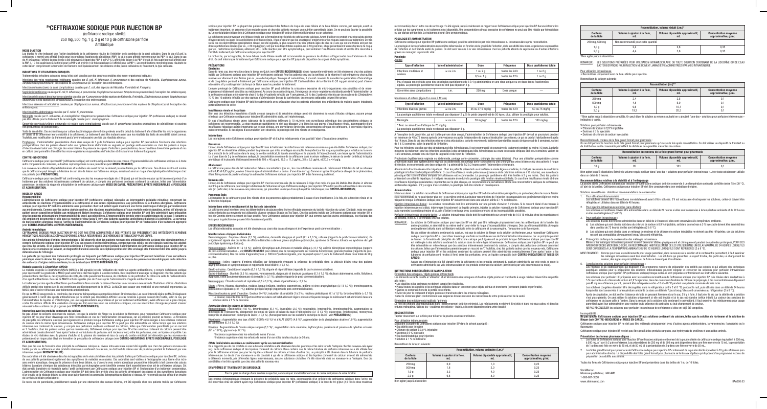# PrCEFTRIAXONE SODIQUE POUR INJECTION BP

(ceftriaxone sodique stérile)

250 mg, 500 mg, 1 g, 2 g et 10 g de ceftriaxone par fiole

Antibiotique

## MODE D'ACTION

Les études *in vitro* indiquent que l'action bactéricide de la ceftriaxone résulte de l'inhibition de la synthèse de la paroi cellulaire. Dans le cas d'*E. coli*, la ceftriaxone a montré une affinité élevée pour les protéines fixatrices de pénicilline (PBP) 1a et 3 et une affinité moyenne pour les PBP 1b et 2. Dans le cas de *H. influenzae*, l'affinité la plus élevée a été observée à l'égard des PBP 4 et PBP 5. L'affinité de liaison à la PBP 4 faisait 25 fois supérieure à l'affinité pour la PBP 3, 10 fois supérieure à l'affinité pour la PBP 2 et environ 100 fois supérieure à l'affinité pour la PBP 1. Les modifications morphologiques résultant de cette liaison comprennent la formation de filaments ou l'épaississement des cloisons et des parois cellulaires et, finalement, la lyse cellulaire.

## INDICATIONS ET UTILISATION CLINIQUE

Traitement des infections suivantes lorsqu'elles sont causées par des souches sensibles des micro-organismes indiqués :

Infections des voies respiratoires inférieures causées par *E. coli*, *H. influenzae*, *K. pneumoniae* et des espèces de *Klebsiella*, *Staphylococcus aureus*, *Streptococcus pneumoniae* et des espèces de *Streptococcus* (à l'exception des entérocoques).

Infections urinaires (avec ou sans complications) causées par *E. coli*, des espèces de *Klebsiella*, *P. mirabilis* et *P. vulgaris*.

Septicémie bactérienne causée par *E. coli*, *H. influenzae*, *K. pneumoniae*, *Staphylococcus aureus* et *Streptococcus pneumoniae* (à l'exception des entérocoques).

Infections de la peau et des structures cutanées causées par *K. pneumoniae* et des espèces de *Klebsiella*, *Proteus*, *Staphylococcus aureus*, *Staphylococcus epidermidis* et des espèces de *Streptococcus* (à l'exception des entérocoques).

Infections osseuses et articulaires causées par *Staphylococcus aureus*, *Streptococcus pneumoniae* et des espèces de *Streptococcus* (à l'exception des entérocoques).

Infections intra-abdominales causées par *E. coli* et *K. pneumoniae*.

Méningite causée par *H. influenzae*, *N. meningitidis* et *Streptococcus pneumoniae*. Ceftriaxone sodique pour injection BP (ceftriaxone sodique) ne devrait pas être utilisée pour le traitement de la méningite causée par *L. monocytogenes*.

Gonorrhée (cervicale/urétrale, pharyngée et rectale) sans complications causée par *N. gonorrhoeae* (souches productrices de pénicillinase et souches non productrices de pénicillinase).

Tests de sensibilité : Des échantillons pour culture bactériologique doivent être prélevés avant le début du traitement afin d'identifier les micro-organismes en cause et de déterminer leur sensibilité à la ceftriaxone. Le traitement peut être instauré avant que les résultats des tests de sensibilité soient connus. Toutefois, une modification du traitement peut s'avérer nécessaire une fois ces résultats obtenus.

Prophylaxie : L'administration préopératoire d'une dose unique de 1 g de Ceftriaxone sodique pour injection BP peut réduire l'incidence des infections postopératoires chez les patients devant subir une hystérectomie abdominale ou vaginale, un pontage aorto-coronarien ou chez les patients à risque d'infection devant subir une chirurgie des voies biliaires. En présence de signes d'infections postopératoires, des échantillons devraient être prélevés et mis en culture pour permettre d'identifier les micro-organismes responsables de l'infection et d'instaurer un traitement approprié.

## CONTRE-INDICATIONS

Ceftriaxone sodique pour injection BP (ceftriaxone sodique) est contre-indiquée dans les cas connus d'hypersensibilité à la ceftriaxone sodique ou à toute autre composante du contenant, à d'autres céphalosporines ou aux pénicillines (voir **MISES EN GARDE**).

Les nouveau-nés atteints d'hyperbilirubinémie et les bébés nés avant terme ne doivent pas être traités par la ceftriaxone. Des études *in vitro* ont montré que la ceftriaxone peut déplacer la bilirubine de ses sites de liaison sur l'albumine sérique, entraînant ainsi un risque d'encéphalopathie bilirubinique chez ces patients (voir **PRÉCAUTIONS**).

Ceftriaxone sodique pour injection BP est contre-indiquée chez les nouveau-nés (âgés de ≤ 28 jours) qui ont besoin (ou pour qui le besoin est prévu) d'un traitement par des solutions intraveineuses contenant du calcium, y compris des perfusions continues contenant du calcium, telles que l'alimentation parentérale, en raison du risque de précipitation de ceftriaxone calcique (voir **MISES EN GARDE**, **PRÉCAUTIONS**, **EFFETS INDÉSIRABLES** et **POSOLOGIE ET ADMINISTRATION**).

## MISES EN GARDE

**Hypersensibilité**

L'administration de Ceftriaxone sodique pour injection BP (ceftriaxone sodique) nécessite un interrogatoire préalable minutieux concernant les antécédents de réactions d'hypersensibilité à la ceftriaxone et aux autres céphalosporines, aux pénicillines ou à d'autres allergènes. Ceftriaxone sodique pour injection BP doit être administré avec prudence chez tout patient ayant manifesté une forme quelconque d'allergie, particulièrement aux médicaments. Comme pour les autres céphalosporines, des réactions anaphylactiques à l'issue mortelle ont été signalées, même si l'allergie du patient ou son exposition préalable aux médicaments étaient inconnues. Ceftriaxone sodique pour injection BP doit être administré avec prudence chez les patients présentant une hypersensibilité de type I aux pénicillines. L'hypersensibilité croisée entre les antibiotiques de la classe β-lactamines a été amplement documentée et elle peut se manifester chez jusqu'à 10 % des patients ayant des antécédents d'allergie à la pénicilline. La survenue de toute réaction allergique impose l'arrêt de l'administration de Ceftriaxone sodique pour injection BP et l'instauration d'un traitement approprié (voir **CONTRE-INDICATIONS** et **EFFETS INDÉSIRABLES**).

**Anémie hémolytique**

**CEFTRIAXONE SODIQUE POUR INJECTION BP NE DOIT PAS ÊTRE ADMINISTRÉE À DES PATIENTS QUI PRÉSENTENT DES ANTÉCÉDENTS D'ANÉMIE HÉMOLYTIQUE ASSOCIÉE AUX CÉPHALOSPORINES, CAR LA RÉCURRENCE DE L'HÉMOLYSE EST BEAUCOUP PLUS GRAVE.**

Une anémie hémolytique d'origine immunologique a été observée chez des patients recevant des antibactériens de la classe des céphalosporines, y compris Ceftriaxone sodique pour injection BP. Des cas graves d'anémie hémolytique, comprenant des décès, ont été signalés tant chez les adultes que chez les enfants. Si un patient devient anémique à n'importe quel moment pendant l'administration de Ceftriaxone sodique pour injection BP ou dans les 2 à 3 semaines qui suivent, un diagnostic d'anémie associée aux céphalosporines doit être envisagé et le traitement doit être arrêté jusqu'à détermination de l'étiologie.

Les patients qui reçoivent des traitements prolongés ou fréquents par Ceftriaxone sodique pour injection BP peuvent bénéficier d'une surveillance périodique visant à déceler les signes et les symptômes d'anémie hémolytique, y compris la mesure des paramètres hématologiques ou la détection des anticorps d'origine médicamenteuse, le cas échéant (voir **EFFETS INDÉSIRABLES**).

**Maladie associée à *Clostridium difficile***

La maladie associée à *Clostridium difficile* (MACD) a été signalée lors de l'utilisation de nombreux agents antibactériens, y compris Ceftriaxone sodique pour injection BP. La gravité de la MACD peut varier de la diarrhée légère à la colite mortelle. Il est important d'envisager ce diagnostic chez les patients qui présentent une diarrhée ou des symptômes de colite, de colite pseudomembraneuse, de colectasie ou de perforation du côlon à la suite de l'administration d'un agent antibactérien. Des cas de MACD ont été signalés plus de 2 mois après l'administration d'agents antibactériens.

Un traitement par des agents antibactériens peut modifier la flore normale du côlon et favoriser une croissance excessive de *Clostridium difficile*. *Clostridium difficile* produit des toxines A et B, qui contribuent au développement de la MACD. La MACD peut causer une morbidité et une mortalité importantes. La MACD peut s'avérer réfractaire aux traitements antimicrobiens.

En cas de MACD soupçonnée ou confirmée, des mesures thérapeutiques appropriées doivent être instaurées. Les cas d'intensité légère de MACD réagissent généralement à l'arrêt des agents antibactériens qui ne ciblent pas *Clostridium difficile*. Les cas modérés à graves doivent être traités, selon le cas, par l'administration de liquides et d'électrolytes, par une supplémentation en protéines et par un traitement antibactérien, avéré efficace sur le plan clinique, contre *Clostridium difficile*. Une évaluation chirurgicale doit avoir lieu selon les indications cliniques, car une intervention chirurgicale peut s'avérer nécessaire dans certains cas graves (voir **EFFETS INDÉSIRABLES**).

**Interaction avec les produits contenant du calcium**

Ne pas utiliser de solvants contenant du calcium, tels que la solution de Ringer ou la solution de Hartmann, pour reconstituer Ceftriaxone sodique pour injection BP ou pour diluer davantage une fiole reconstituée en vue de l'administration intraveineuse, car un précipité pourrait se former. La formation de précipités de ceftriaxone calcique peut également se produire lorsque Ceftriaxone sodique pour injection BP est mélangé à des solutions contenant du calcium dans la même tubulure intraveineuse. Ceftriaxone sodique pour injection BP ne peut pas être administré en même temps que des solutions intraveineuses contenant du calcium, y compris les perfusions continues contenant du calcium, telles que l'alimentation parentérale par un raccord en Y. Toutefois, chez les patients autres que les nouveau-nés, Ceftriaxone sodique pour injection BP et les solutions contenant du calcium peuvent être administrés consécutivement l'une après l'autre si les tubulures de perfusion sont rincées à fond, entre les perfusions, avec un liquide compatible. Les études *in vitro* effectuées à partir de plasma d'adulte et de plasma de nouveau-né issu du sang du cordon ombilical ont démontré que les nouveau-nés présentaient un risque plus élevé de formation de précipités de ceftriaxone calcique (voir **CONTRE-INDICATIONS**, **EFFETS INDÉSIRABLES**, **POSOLOGIE ET ADMINISTRATION**).

Bien que des cas de formation d'un précipité de ceftriaxone calcique au niveau intra-vasculaire n'aient été signalés que chez des patients nouveau-nés traités par de la ceftriaxone et des produits intraveineux contenant du calcium, on doit tout de même user de prudence pendant le traitement par voie intraveineuse (voir **INCOMPATIBILITÉ**).

Des anomalies ont été observées dans les échographies de la vésicule biliaire chez les patients traités par Ceftriaxone sodique pour injection BP; certains de ces patients présentaient également des symptômes de maladies vésiculaires. Ces anomalies sont visibles à l'échographie sous forme d'un écho sans ombre acoustique, évoquant la présence d'une boue biliaire, ou d'un écho avec ombre acoustique pouvant être interprété comme des calculs biliaires. La nature chimique des substances détectées par échographie a été identifiée comme étant essentiellement un sel de ceftriaxone calcique. Cet état semble transitoire et réversible après l'arrêt du traitement par Ceftriaxone sodique pour injection BP et l'instauration d'un traitement conservateur. L'administration de Ceftriaxone sodique pour injection BP doit donc être arrêtée chez les patients qui développent des signes et des symptômes évocateurs d'un trouble de la vésicule biliaire et/ou chez qui on trouve des résultats échographiques décrits ci-dessus. On ne connaît pas les effets d'un trouble de la vésicule biliaire préexistant.

De rares cas de pancréatite, possiblement causés par une obstruction des canaux biliaires, ont été signalés chez des patients traités par Ceftriaxone sodique pour injection BP. La plupart des patients présentaient des facteurs de risque de stase biliaire et de boue biliaire comme, par exemple, avant un traitement important, en présence d'une maladie grave et chez des patients recevant une nutrition parentérale totale. On ne peut pas écarter la possibilité qu'une précipitation biliaire liée à Ceftriaxone sodique pour injection BP soit un élément déclencheur ou un cofacteur.

La ceftriaxone peut provoquer une lithiase rénale par la formation de précipités de ceftriaxone calcique. Avant d'utiliser ce produit chez des sujets atteints d'hypercalciurie ou ayant des antécédents de lithiase rénale, il faut s'assurer que les avantages l'emportent sur les risques associés au traitement. De très rares cas de néphrolithiase (précipitation rénale) ont été signalés, le plus souvent chez des enfants âgés de plus de 3 ans qui ont été traités soit par des doses quotidiennes élevées (par ex., ≥ 80 mg/kg/jour), soit par des doses totales supérieures à 10 grammes, et qui présentaient d'autres facteurs de risque (par ex., restrictions liquidiennes, alitement, etc.). Cette réaction peut être symptomatique, peut entraîner l'insuffisance rénale et semble être réversible à l'arrêt du traitement par Ceftriaxone sodique pour injection BP.

La recherche, par échographie, de boue biliaire ou de lithiase rénale est recommandée en présence de douleurs à l'hypocondre ou à l'abdomen du côté droit. On doit interrompre le traitement par Ceftriaxone sodique pour injection BP jusqu'à la disparition des signes et des symptômes.

## PRÉCAUTIONS

**Générales**

Dans de rares cas, des variations dans le temps de Quick (voir **EFFETS INDÉSIRABLES**) et une hypoprothrombinémie ont été observées chez des patients traités par Ceftriaxone sodique pour injection BP (ceftriaxone sodique). Pour les patients chez qui la synthèse de la vitamine K est entravée ou chez qui les réserves en vitamine K sont faibles (par ex., maladie hépatique chronique et malnutrition), il pourrait s'avérer de surveiller les paramètres d'hémostase et de coagulation pendant le traitement par Ceftriaxone sodique pour injection BP. L'administration de la vitamine K (10 mg par semaine) peut s'avérer nécessaire s'il y a allongement du temps de Quick avant ou pendant le traitement.

L'emploi prolongé de Ceftriaxone sodique pour injection BP peut entraîner la croissance excessive de micro-organismes non sensibles et de micro-organismes initialement sensibles au médicament. Au cours des essais cliniques, l'émergence de micro-organismes résistants pendant l'administration de la ceftriaxone sodique a été observée chez 6 % des 94 patients infectés par *P. aeruginosa*, 33 % des 3 patients infectés par des espèces de *Citrobacter* et 10 % des 10 patients infectés par des espèces d'*Enterobacter*. En cas de surinfection, des mesures adéquates doivent être prises.

Ceftriaxone sodique pour injection BP doit être administrée avec précaution chez les patients présentant des antécédents de maladie gastro-intestinale, particulièrement de colite.

**Insuffisance rénale et hépatique**

Bien que des élévations transitoires d'urée sérique sanguin et de créatinine sérique aient été observées au cours d'études cliniques, aucune preuve n'indique que Ceftriaxone sodique pour injection BP administré seul, soit néphrotoxique.

En cas d'insuffisance rénale grave (clairance de la créatinine inférieure à 10 mL/min), une surveillance périodique des concentrations sériques de ceftriaxone est recommandée. La dose maximale quotidienne ne doit pas dépasser 2 g. Dans les cas graves d'insuffisance rénale, accompagnée d'une insuffisance hépatique relativement importante qui ne se voit pas, une surveillance étroite des concentrations sériques de ceftriaxone, à intervalles réguliers, est recommandée. Si des signes d'accumulation sont observés, la posologie doit être réduite en conséquence.

**Interactions**

Les interactions entre Ceftriaxone sodique pour injection BP et d'autres médicaments n'ont pas fait l'objet d'évaluations complètes.

**Grossesse**

L'innocuité de Ceftriaxone sodique pour injection BP dans le traitement des infections chez la femme enceinte n'a pas été établie. Ceftriaxone sodique pour injection BP ne devrait être utilisée pendant la grossesse que si les avantages escomptés l'emportent sur les risques possibles pour le fœtus ou la mère. De la déclaré de la ceftriaxone dans le sang du cordon ombilical, le liquide amniotique et le placenta. À l'accouchement, une heure après l'administration i.v. d'une dose de 2 g de ceftriaxone sodique, la concentration moyenne de la ceftriaxone dans le sérum maternel, le sérum du cordon ombilical, le liquide amniotique et le placenta était respectivement de 106 ± 40 µg/mL, 19,5 ± 11,5 µg/mL, 3,8 ± 3,2 µg/mL et 20,9 ± 4,4 µg/g.

**Allaitement**

La ceftriaxone passe dans le lait maternel en faibles concentrations (par ex., les concentrations maximales du médicament total dans le lait se situaient entre 0,45 et 0,65 µg/mL, environ 5 heures après l'administration i.v. ou i.m. d'une dose de 1 g). Comme on ignore l'importance clinique de ce phénomène, il faut faire preuve de prudence lorsqu'on administre Ceftriaxone sodique pour injection BP à des femmes qui allaitent.

**Nouveau-nés**

L'innocuité de Ceftriaxone sodique pour injection BP chez les nouveau-nés (de la naissance à l'âge d'un mois) n'a pas été établie. Des études *in vitro* ont montré que la ceftriaxone peut déloger la bilirubine de l'albumine sérique. Ceftriaxone sodique pour injection BP ne doit pas être administré à des nouveau-nés (en particulier à des nouveau-nés prématurés), qui présentent un risque d'encéphalopathie bilirubinique (voir **CONTRE-INDICATIONS**).

**Personnes âgées**

L'élimination de la ceftriaxone peut être réduite chez les personnes âgées probablement à cause d'une insuffisance, à la fois, de la fonction rénale et de la fonction hépatique.

**Interactions entre le médicament et les tests de laboratoire**

La ceftriaxone peut interférer avec les déterminations de glucose dans l'urine effectuées au moyen du test de réduction du cuivre (Clinitest), mais non avec celles effectuées au moyen du test utilisant la glucose-oxydase (Diastix ou Tes-Tape). Chez les patients traités par Ceftriaxone sodique pour injection BP, le test de Coombs direct donnerait de faux-positifs. Avec Ceftriaxone sodique pour injection BP, tout comme avec les autres antibiotiques, les résultats des tests pour la galactosémie peuvent être faussement positifs.

## EFFETS INDÉSIRABLES

Les effets indésirables suivants ont été observés au cours des essais cliniques et de l'expérience post-commercialisation :

**Manifestations cliniques indésirables**

Dermatologiques : Éruption cutanée (1,3 %); exanthème, dermatite allergique et prurit (0,1 à 1,0 %); urticaire (rapports de post-commercialisation). On a également signalé des cas isolés de effets indésirables cutanés graves (érythème polymorphe, syndrome de Stevens-Johnson ou syndrome de Lyell [nécrolyse épidermique toxique]).

Hématologiques : Anémie (0,1 à 1,0 %) ; anémie hémolytique auto-immune et maladie sérique (< 0,1 %); anémie hémolytique immunologique (rapports de post-commercialisation – voir **MISES EN GARDE** pour obtenir plus de renseignements sur l'anémie hémolytique); granulocytopénie (rapports de post-commercialisation). Des cas isolés d'agranulocytose (< 500/mm³) ont été signalés, pour la plupart après 10 jours de traitement et une dose totale de 20 g ou plus.

Hépatiques : Ictère, rapports d'ictères, élevés par échographie évoquant la présence de précipités dans la vésicule biliaire chez des patients asymptomatiques et symptomatiques et rapports de boue biliaire (< 0,1 %).

Cardio-vasculaires : Candidose et vaginite (0,1 à 1,0 %); ictère et hépatotoxique (rapports de post-commercialisation).

Gastro-intestinaux : Diarrhée (3,3 %); nausées, vomissements, dysgueusie et douleurs gastriques (0,1 à 1,0 %); douleurs abdominales, colite, flatulence, dyspepsie, colite pseudomembraneuse et stomatite (< 0,1 %); glossite (rapports de post-commercialisation).

Neurologiques : Étourdissements et céphalées (0,1 à 1,0 %); état et paresthésie (< 0,1 %).

Divers : Fièvre, frissons, diaphorèse, malaise, syncope, bouffées, bouffées vasomotrices, œdème et choc anaphylactique (0,1 à 1,0 %); bronchospasme, palpitations et épistaxis (< 0,1 %); œdème glottique/laryngé (rapports de post-commercialisation).

Réactions locales au point d'injection : Douleur (0,4 %)*; induration et sensibilité (1 à 2 %); réactions phlébitiques (0,1 à 1,0 %); thrombophlébite (< 0,1 %).
\*La douleur ressentie lors de l'injection intramusculaire est habituellement légère et moins fréquente lorsque le médicament est administré dans une solution stérile à 1 % de lidocaïne.

**Anomalies dans les valeurs de laboratoire**

Hématologiques : Éosinophilie (4,6 %), thrombocytose (5,1 %), leucopénie (2,0 %); neutropénie, lymphopénie, thrombocytopénie, augmentation ou diminution de l'hématocrite, allongement du temps de Quick et baisse du taux d'hémoglobine (0,1 à 1,0 %); leucocytose, lymphocytose, monocytose, basophilie et abaissement du temps de Quick (< 0,1 %). (Renseignements sur les variations du temps de Quick : voir **PRÉCAUTIONS**.)

Hépatiques : Augmentation des taux d'AST (SGOT) (4,0 %)* et d'ALAT (SGPT) (4,8 %)*; augmentation de la phosphatase alcaline (1,0 %); augmentation de la bilirubine (0,1 à 1,0 %).

Urinaires : Augmentation de l'azote urémique sanguin (1,1 %)*; augmentation de la créatinine, albuminurie, cylindrurie et présence de cylindres urinaires (0,1 à 1,0 %); glycosurie (< 0,1 %).
\* Incidence supérieure chez les enfants de moins d'un an.
\* Incidence supérieure chez les enfants de moins d'un an et les adultes de plus de 50 ans.

**Effets indésirables associés au médicament après sa commercialisation**

On a rapporté peu de cas mortels où des substances cristallines a été observée dans les poumons et les reins lors de l'autopsie chez les nouveau-nés ayant reçu de la ceftriaxone sodique et des liquides contenant du calcium. Dans certains cas, la même tubulure de perfusion intraveineuse a été utilisée tant pour la ceftriaxone sodique que pour les liquides contenant du calcium, et dans d'autres cas, un précipité a été observé dans la tubulure de perfusion intraveineuse. Le décès d'un nouveau-né a été constaté, le cas où la ceftriaxone sodique et des liquides contenant du calcium ont été administrés à différents moments, par différentes lignes intraveineuses; aucune substance cristalline n'a été observée chez ce nouveau-né à l'autopsie. Des cas semblables n'ont été signalés que chez les patients nouveau-nés.

## SYMPTÔMES ET TRAITEMENT DU SURDOSAGE

Pour la prise en charge d'une surdose soupçonnée, communiquez immédiatement avec le centre antipoison de votre localité.

Des études échographiques ont indiqué la présence de précipités dans les reins, accompagnés d'un précipité de ceftriaxone calcique dans l'urine, ont été observées chez un patient ayant reçu Ceftriaxone sodique pour injection BP (ceftriaxone sodique) à la dose de 10 g/jour (2,5 fois la dose maximale recommandée). Aucun autre cas de surdosage n'a été signalé jusqu'à maintenant en rapport avec Ceftriaxone sodique pour injection BP. Aucune information précise sur les symptômes ou le traitement n'est disponible. Des concentrations sériques excessives de ceftriaxone ne peut pas être réduite par hémodialyse ou par dialyse péritonéale. Le traitement devrait être symptomatique.

## POSOLOGIE ET ADMINISTRATION

Ceftriaxone sodique pour injection BP (ceftriaxone sodique) peut être administré par voie intraveineuse ou intramusculaire après reconstitution.

La posologie et la voie d'administration doivent être déterminées en fonction de la gravité de l'infection, de la sensibilité des micro-organismes responsables de l'infection et de l'état de santé du patient. On doit avoir recours à la voie intraveineuse chez les patients atteints de septicémie ou d'autres infections graves ou menaçant le pronostic vital.

**Posologie**

Adultes

| Type d'infection | Voie d'administration | Dose | Fréquence | Dose quotidienne totale |
|---|---|---|---|---|
| Infections modérées et sévères | i.v. ou i.m. | 1 ou 2 g | toutes les 24 h | 1 ou 2 g |
| | | 0,5 ou 1 g | toutes les 12 h | 1 ou 2 g |
| Peut essais est été faits avec des posologies quotidiennes de 3 à 4 g administrées en une dose unique ou en deux doses fractionnées égales. La posologie quotidienne totale ne doit pas dépasser 4 g. | | | | |
| Gonorrhée sans complications | i.m. | 250 mg | Dose unique | — |

Nourrissons et enfants (âgés d'un mois à 12 ans)

| Type d'infection | Voie d'administration | Dose | Fréquence | Dose quotidienne totale |
|---|---|---|---|---|
| Infections graves diverses | i.v. ou i.m. | 25 ou 37,5 mg/kg | toutes les 12 h | 50 ou 75 mg/kg |
| La posologie quotidienne totale ne devrait pas dépasser 2 g. Si le poids corporel est de 50 kg ou plus, utiliser la posologie pour adultes. | | | | |
| Méningite | i.v. ou i.m. | 50 mg/kg* | toutes les 12 h | 100 mg/kg |
| \* Avec ou sans dose d'attaque de 75 mg/kg. La posologie quotidienne totale ne devrait pas dépasser 4 g. | | | | |

À l'exception de la gonorrhée, qui est traitée par une dose unique, l'administration de Ceftriaxone sodique pour injection BP devrait se poursuivre pendant un minimum de 48 à 72 heures après la défervescence ou après l'observation de signes d'éradication bactérienne, ce qui se produit habituellement après 4 à 14 jours. Dans le cas des infections des os et des articulations, la durée moyenne du traitement durant les essais cliniques était de 6 semaines, variant de 1 à 13 semaines, selon la gravité de l'infection.

Pour les infections causées par des streptocoques bêta-hémolytiques, il est recommandé de poursuivre le traitement pendant au moins 10 jours. La durée moyenne du traitement pour les infections associées à des streptocoques bêta-hémolytiques au cours des essais cliniques était de 14 jours, variant de 1 à 5 semaines, compte tenu du foyer et de la gravité et du foyer de l'infection.

Prophylaxie (hystérectomie vaginale ou abdominale, pontage aorto-coronarien, chirurgie des voies biliaires) : Pour une utilisation préopératoire comme prophylaxie avant une hystérectomie vaginale ou abdominale, un pontage aorto-coronarien ou une chirurgie des voies biliaires chez des patients à risque d'infection, on recommande une dose unique de 1 g administrée 1/2 à 2 heures avant l'intervention chirurgicale.

Atteinte de la fonction rénale et/ou hépatique : Chez les patients présentant une insuffisance rénale légère à modérée, il n'est pas nécessaire de modifier la posologie si la fonction hépatique est intacte. En cas d'insuffisance rénale préterminale (clairance de la créatinine inférieure à 10 mL/min), une surveillance périodique des concentrations sériques de ceftriaxone est recommandée. La posologie quotidienne doit être limitée à 2 g ou moins. Chez les patients présentant une atteinte hépatique, il n'est pas nécessaire de réduire la posologie si la fonction rénale est intacte. En cas d'une insuffisance rénale et d'une insuffisance hépatique concomitantes, importantes sur le plan clinique, une surveillance étroite des concentrations sériques de ceftriaxone, à intervalles réguliers, est recommandée. S'il y a signe d'accumulation, la posologie doit être réduite en conséquence.

**Administration**

Intramusculaire : La solution reconstituée de Ceftriaxone sodique pour injection BP doit être administrée par injection, en profondeur, dans le muscle fessier. Il est recommandé de ne pas injecter plus de 1 g au même endroit. La douleur ressentie lors de l'injection intramusculaire est généralement légère et moins fréquente lorsque Ceftriaxone sodique pour injection BP est administré dans une solution stérile à 1 % de lidocaïne.

Injection intraveineuse (bolus) : La solution reconstituée doit être administrée sur une période d'environ 5 minutes. Si le raccord distal d'une tubulure à injection intraveineuse est utilisé, interrompre l'écoulement du liquide primaire, injecter la solution reconstituée de Ceftriaxone sodique pour injection BP, puis reprendre la solution primaire et ce, afin d'éviter le mélange avec la solution primaire et toute incompatibilité possible.

Perfusion intraveineuse de courte durée : La solution intraveineuse diluée doit être administrée sur une période de 10 à 15 minutes chez les nourrissons et les enfants, et de 20 à 30 minutes chez les adultes.

REMARQUE : La solution de Ceftriaxone sodique pour injection BP ne doit pas être mélangée physiquement avec les antibiotiques de la famille des aminoglycosides, ni administrée au même endroit pour éviter le risque d'incompatibilité chimique. Des cas d'incompatibilités physiques sont également décrits dans la littérature médicale entre la ceftriaxone et la vancomycine, l'amsacrine ou le fluconazole.

Ne pas utiliser de solvants contenant du calcium, tels que la solution de Ringer ou la solution de Hartmann, pour reconstituer Ceftriaxone sodique pour injection BP ou pour diluer davantage une fiole reconstituée en vue de l'administration intraveineuse, car un précipité pourrait se former. La formation de précipités de ceftriaxone calcique peut également se produire lorsque Ceftriaxone sodique pour injection BP est mélangé à des solutions contenant du calcium dans la même tubulure intraveineuse. Ceftriaxone sodique pour injection BP ne peut pas être administrée en même temps que des solutions intraveineuses contenant du calcium, y compris des perfusions continues contenant du calcium, telles que l'alimentation parentérale par un raccord en Y. Toutefois, chez les patients autres que les nouveau-nés, Ceftriaxone sodique pour injection BP et les solutions contenant du calcium peuvent être administrés consécutivement l'une après l'autre si les tubulures de perfusion sont rincées à fond, entre les perfusions, avec un liquide compatible (voir **CONTRE-INDICATIONS** et **MISES EN GARDE**).

Aucun cas d'interaction n'a été signalé entre la ceftriaxone et les produits contenant du calcium administrés par voie orale, ni entre la ceftriaxone administrée par voie intramusculaire et les produits contenant du calcium (administrés par voie intraveineuse ou orale).

## INSTRUCTIONS PARTICULIÈRES DE MANIPULATION

Élimination des seringues / objets pointus et tranchants

Les éléments suivants relatifs à l'utilisation et à l'élimination des seringues et d'autres objets pointus et tranchants à usage médical doivent être respectés à la lettre :

- Les aiguilles et les seringues ne doivent jamais être réutilisées.
- Placez toutes les aiguilles et les seringues utilisées dans un contenant pour objets pointus et tranchants (contenant jetable imperforable).
- Gardez ce contenant hors de la portée des enfants.
- Évitez de jeter le contenant d'objets pointus et tranchants dans les ordures ménagères.
- Jetez le contenant plein conformément aux exigences locales ou selon les instructions de votre professionnel de la santé.

Élimination des médicaments inutilisés / périmés

Le rejet de produits pharmaceutiques dans l'environnement doit être minimisé. Les médicaments ne doivent être jetés ni dans les eaux usées, ni dans les ordures ménagères. Utilisez les « systèmes de collecte » établis, s'il en sont disponibles dans votre localité.

## RECONSTITUTION

Tapoter doucement sur la fiole pour détacher la poudre avant reconstitution.

Pour utilisation intramusculaire :

Dissoudre la poudre de Ceftriaxone sodique pour injection BP dans le solvant approprié :

- Eau stérile pour injection
- Chlorure de sodium à 0,9 % injectable
- Dextrose à 5 % injectable
- Eau bactériostatique pour injection
- Solution à 1 % de lidocaïne

Reconstituer de la façon suivante :

| Reconstitution, volume ordinaire (i.m.)* | | | |
|---|---|---|---|
| **Contenu de la fiole** | **Volume à ajouter à la fiole, mL** | **Volume disponible approximatif, mL** | **Concentration moyenne approximative, g/mL** |
| 250 mg | 0,9 | 1,0 | 0,25 |
| 500 mg | 1,8 | 2,0 | 0,25 |
| 1,0 g | 3,3 | 4,0 | 0,25 |
| 2,0 g | 6,6 | 8,0 | 0,25 |

Bien agiter jusqu'à dissolution

| Reconstitution, volume réduit (i.m.)* | | | |
|---|---|---|---|
| **Contenu de la fiole** | **Volume à ajouter à la fiole, mL** | **Volume disponible approximatif, mL** | **Concentration moyenne approximative, g/mL** |
| 250 mg, 500 mg | Non recommandé pour cette quantité | | |
| 1,0 g | 2,2 | 2,8 | 0,35 |
| 2,0 g | 4,4 | 5,6 | 0,35 |

\*Bien agiter jusqu'à dissolution.

REMARQUE : LES SOLUTIONS PRÉPARÉES POUR UTILISATION INTRAMUSCULAIRE OU TOUTE SOLUTION CONTENANT DE LA LIDOCAÏNE OU DE L'EAU BACTÉRIOSTATIQUE POUR INJECTION NE DOIVENT JAMAIS ÊTRE ADMINISTRÉES PAR VOIE INTRAVEINEUSE.

Pour utilisation intraveineuse :

\* Reconstituer uniquement avec de l'eau stérile pour injection.

Reconstituer de la façon suivante :

| Reconstitution (i.v.)** | | | |
|---|---|---|---|
| **Contenu de la fiole** | **Volume à ajouter à la fiole, mL** | **Volume disponible approximatif, mL** | **Concentration moyenne approximative, g/mL** |
| 250 mg | 2,4 | 2,5 | 0,1 |
| 500 mg | 4,8 | 5,0 | 0,1 |
| 1,0 g | 9,6 | 10,1 | 0,1 |
| 2,0 g | 19,2 | 20,5 | 0,1 |

\*\*Bien agiter jusqu'à dissolution complète. On peut diluer la solution au volume souhaité en y ajoutant l'une des « solutions pour perfusion intraveineuse » indiquées ci-après.

Solutions pour perfusion intraveineuse

- Chlorure de sodium à 0,9 % injectable
- Dextrose à 5 % injectable
- Dextrose et chlorure de sodium injectables

Reconstitution du contenu de la fiole grand format pour pharmacie

On ne doit perforer le bouchon de la fiole grand format pour pharmacie qu'une seule fois après reconstitution. On doit utiliser un dispositif de transfert ou de distribution stérile convenable permettant de distribuer des quantités mesurées du contenu.

| Reconstitution du contenu de la fiole grand format pour pharmacie | | | |
|---|---|---|---|
| **Contenu de la fiole** | **Volume à ajouter à la fiole, mL** | **Volume disponible approximatif, mL** | **Concentration moyenne approximative, g/mL** |
| 10 g | 95 | 101 | 0,1 |

Bien agiter jusqu'à dissolution. Extraire le volume requis et diluer dans l'une des « solutions pour perfusion intraveineuse ». Jeter toute solution non utilisée dans un délai de 8 heures.

**Recommandations relatives à la stabilité et à l'entreposage**

La poudre stérile Ceftriaxone sodique pour injection BP (ceftriaxone sodique) doit être conservée à une température ambiante contrôlée (entre 15 et 30 °C), à l'abri de la lumière. Ceftriaxone sodique pour injection BP doit être conservée dans son emballage d'origine.

Solutions reconstituées : stabilité et recommandations de conservation :

1. Pour utilisation intramusculaire :
   Les solutions doivent être reconstituées immédiatement avant d'être utilisées. S'il est nécessaire d'entreposer les solutions, celles-ci doivent être réfrigérées et utilisées dans un délai de 48 heures.

2. Pour injection intraveineuse en bolus (sans dilution) :
   Les solutions reconstituées doivent être administrées dans un délai de 24 heures si elles sont conservées à la température ambiante et de 72 heures si elles sont réfrigérées (2 à 8 °C).

3. Pour perfusion intraveineuse :
   Les solutions diluées doivent être administrées dans un délai de 24 heures si elles sont conservées à la température ambiante.
   a) Les solutions qui sont diluées soit dans du chlorure de sodium à 0,9 % injectable, soit dans du dextrose à 5 % injectable doivent être administrées dans un délai de 72 heures si elles sont réfrigérées (2 à 8 °C).
   b) Les solutions qui sont diluées dans un mélange de dextrose et de chlorure de sodium injectables ne doivent pas être réfrigérées, car ces solutions ne sont pas compatibles physiquement lorsqu'elles sont réfrigérées.

4. Prolongation du temps de conservation des mélanges intraveineux :
   Même si les mélanges intraveineux peuvent souvent demeurer stables physiquement et chimiquement pendant des périodes prolongées, POUR DES RAISONS D'ORDRE MICROBIOLOGIQUE, ON RECOMMANDE HABITUELLEMENT DE LES UTILISER DANS UN DÉLAI MAXIMAL DE 24 HEURES LORSQU'ILS SONT CONSERVÉS À LA TEMPÉRATURE AMBIANTE OU DE 72 HEURES LORSQU'ILS SONT RÉFRIGÉRÉS (2 à 8 °C).

MISE EN GARDE : Comme pour tous les médicaments pour usage parentéral, dans la mesure où la solution et le contenant le permettent, il faut examiner les mélanges intraveineux avant leur administration. Les solutions qui présentent un aspect trouble, des particules, un changement de couleur, des signes de précipitation ou de fuite ne doivent pas être utilisées.

5. Congélation des solutions pour perfusion intraveineuse :
   Les hôpitaux et les établissements qui disposent d'un programme reconnu de préparation des additifs aux solutés et qui utilisent des techniques aseptiques validées pour la préparation des solutions intraveineuses peuvent congeler et conserver les solutions pour perfusion intraveineuse Ceftriaxone sodique pour injection BP (ceftriaxone sodique) lorsque celles-ci sont préparées conformément aux instructions suivantes.
   Les solutions pour perfusion i.V. préparées avec les solutions reconstituées de Ceftriaxone sodique pour injection BP puis diluées dans du dextrose à 5 % injectable ou du chlorure de sodium à 0,9 % injectable, demeurent stables dans des contenants de perfusion intraveineuse en PVC ou en polyoléfine pendant 45 jours, lorsqu'elles sont congelées entre −10 et −20 °C pendant une période maximale de 3 mois.
   Les solutions congelées devraient être décongelées dans le réfrigérateur (entre 2 et 8 °C) pendant la nuit, puis utilisées dans un délai de 24 heures lorsqu'elles sont conservées à la température ambiante ou dans un délai de 7 jours lorsqu'elles sont conservées au réfrigérateur (2 à 8 °C).
   Après décongélation, on doit vérifier l'absence de fuite en pressant fermement sur le sac. S'il y a fuite, il faut jeter le sac car la stérilité de la solution n'est plus garantie. On peut utiliser la solution uniquement si elle est limpide et si le sac est étanche (reflet intact). La couleur des solutions de ceftriaxone va du jaune pâle à l'ambre. Dans la mesure où la solution et le contenant le permettent, il faut examiner les médicaments pour usage parentéral avant leur administration pour repérer toute présence de particules ou tout changement de couleur.
   NE PAS RECONGELER les solutions pour perfusion intraveineuse de Ceftriaxone si elles ont déjà été congelées.

Incompatibilité :

**Ne pas ajouter Ceftriaxone sodique pour injection BP aux solutions contenant du calcium, telles que la solution de Hartmann et la solution de Ringer (voir CONTRE-INDICATIONS et MISES EN GARDE).**

Ceftriaxone sodique pour injection BP ne doit pas être mélangé physiquement avec d'autres agents antimicrobiens, la vancomycine, l'amsacrine ou le fluconazole.

Ceftriaxone sodique pour injection BP ne doit pas être ajouté à des produits sanguins, aux hydrolysats de protéines ni aux acides aminés.

**Présentation des formes pharmaceutiques :**

Les fioles de Ceftriaxone sodique pour injection BP (ceftriaxone sodique) contiennent de la poudre stérile de ceftriaxone sodique équivalent à 250 mg, à 500 mg, à 1 g et à 2 g de ceftriaxone. Les présentations de 250 mg et de 500 mg sont disponibles dans une fiole en verre de 15 mL, la présentation de 1 g dans une fiole en verre de 15 mL et de 50 mL et la présentation de 2 g dans une fiole en verre de 50 mL.

Les fioles grand format pour pharmacie de Ceftriaxone sodique pour injection BP contiennent de la poudre stérile équivalent à 10 g de ceftriaxone (non pour administration directe). La disponibilité des fioles grand format pour pharmacie se limite aux hôpitaux qui disposent d'un programme reconnu de préparation des additifs aux solutés.

Toutes les fioles de Ceftriaxone sodique pour injection BP sont présentées dans des boîtes de 1 ou de 10 fioles.

SteriMax Inc.
Mississauga (Ontario) L4W 4M6
1-800-881-3550
www.sterimaxinc.com

BAA000.03